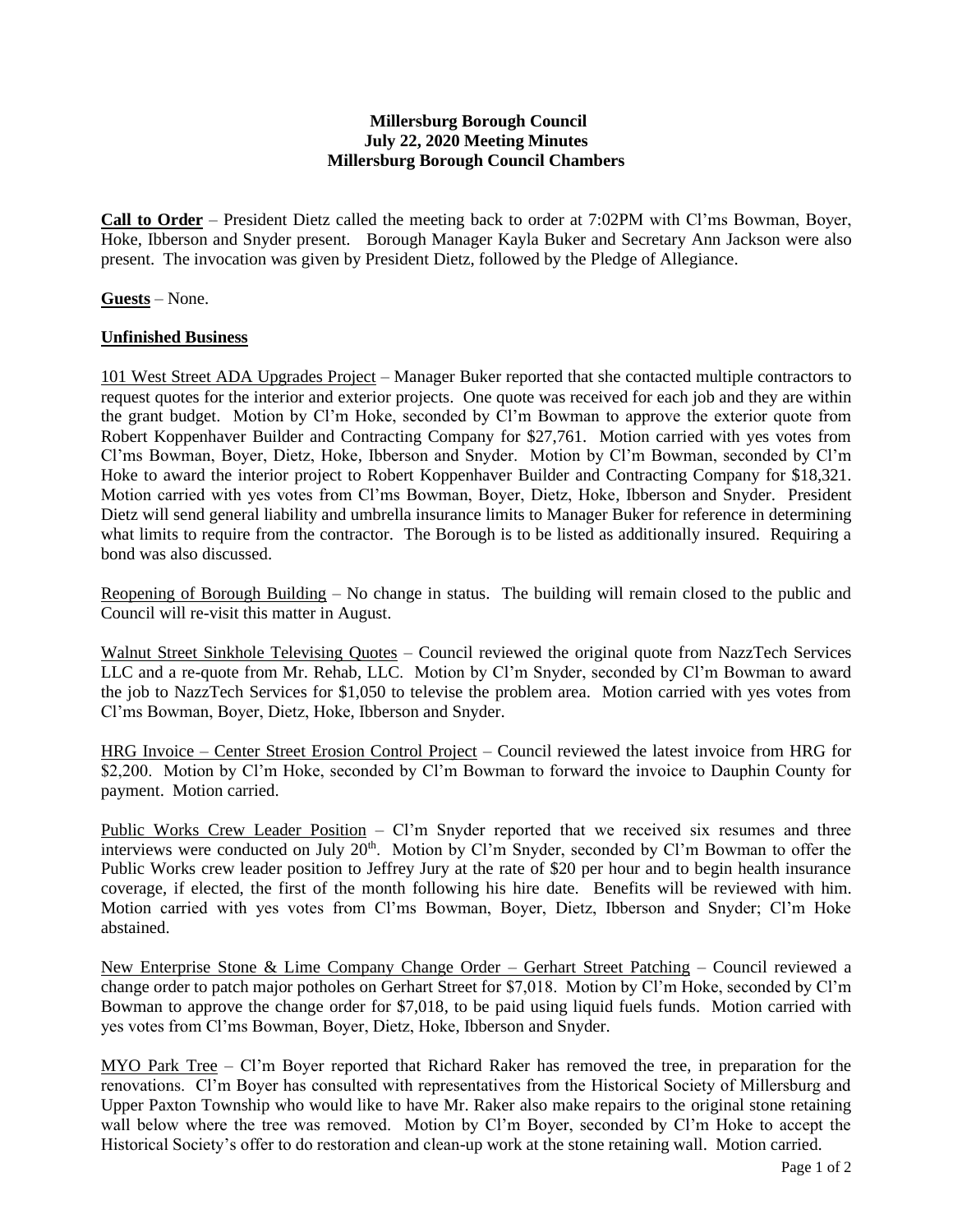# Millersburg Borough Council
## July 22, 2020 Meeting Minutes
## Millersburg Borough Council Chambers

**Call to Order** – President Dietz called the meeting back to order at 7:02PM with Cl'ms Bowman, Boyer, Hoke, Ibberson and Snyder present. Borough Manager Kayla Buker and Secretary Ann Jackson were also present. The invocation was given by President Dietz, followed by the Pledge of Allegiance.

**Guests** – None.

**Unfinished Business**

101 West Street ADA Upgrades Project – Manager Buker reported that she contacted multiple contractors to request quotes for the interior and exterior projects. One quote was received for each job and they are within the grant budget. Motion by Cl'm Hoke, seconded by Cl'm Bowman to approve the exterior quote from Robert Koppenhaver Builder and Contracting Company for $27,761. Motion carried with yes votes from Cl'ms Bowman, Boyer, Dietz, Hoke, Ibberson and Snyder. Motion by Cl'm Bowman, seconded by Cl'm Hoke to award the interior project to Robert Koppenhaver Builder and Contracting Company for $18,321. Motion carried with yes votes from Cl'ms Bowman, Boyer, Dietz, Hoke, Ibberson and Snyder. President Dietz will send general liability and umbrella insurance limits to Manager Buker for reference in determining what limits to require from the contractor. The Borough is to be listed as additionally insured. Requiring a bond was also discussed.

Reopening of Borough Building – No change in status. The building will remain closed to the public and Council will re-visit this matter in August.

Walnut Street Sinkhole Televising Quotes – Council reviewed the original quote from NazzTech Services LLC and a re-quote from Mr. Rehab, LLC. Motion by Cl'm Snyder, seconded by Cl'm Bowman to award the job to NazzTech Services for $1,050 to televise the problem area. Motion carried with yes votes from Cl'ms Bowman, Boyer, Dietz, Hoke, Ibberson and Snyder.

HRG Invoice – Center Street Erosion Control Project – Council reviewed the latest invoice from HRG for $2,200. Motion by Cl'm Hoke, seconded by Cl'm Bowman to forward the invoice to Dauphin County for payment. Motion carried.

Public Works Crew Leader Position – Cl'm Snyder reported that we received six resumes and three interviews were conducted on July 20th. Motion by Cl'm Snyder, seconded by Cl'm Bowman to offer the Public Works crew leader position to Jeffrey Jury at the rate of $20 per hour and to begin health insurance coverage, if elected, the first of the month following his hire date. Benefits will be reviewed with him. Motion carried with yes votes from Cl'ms Bowman, Boyer, Dietz, Ibberson and Snyder; Cl'm Hoke abstained.

New Enterprise Stone & Lime Company Change Order – Gerhart Street Patching – Council reviewed a change order to patch major potholes on Gerhart Street for $7,018. Motion by Cl'm Hoke, seconded by Cl'm Bowman to approve the change order for $7,018, to be paid using liquid fuels funds. Motion carried with yes votes from Cl'ms Bowman, Boyer, Dietz, Hoke, Ibberson and Snyder.

MYO Park Tree – Cl'm Boyer reported that Richard Raker has removed the tree, in preparation for the renovations. Cl'm Boyer has consulted with representatives from the Historical Society of Millersburg and Upper Paxton Township who would like to have Mr. Raker also make repairs to the original stone retaining wall below where the tree was removed. Motion by Cl'm Boyer, seconded by Cl'm Hoke to accept the Historical Society's offer to do restoration and clean-up work at the stone retaining wall. Motion carried.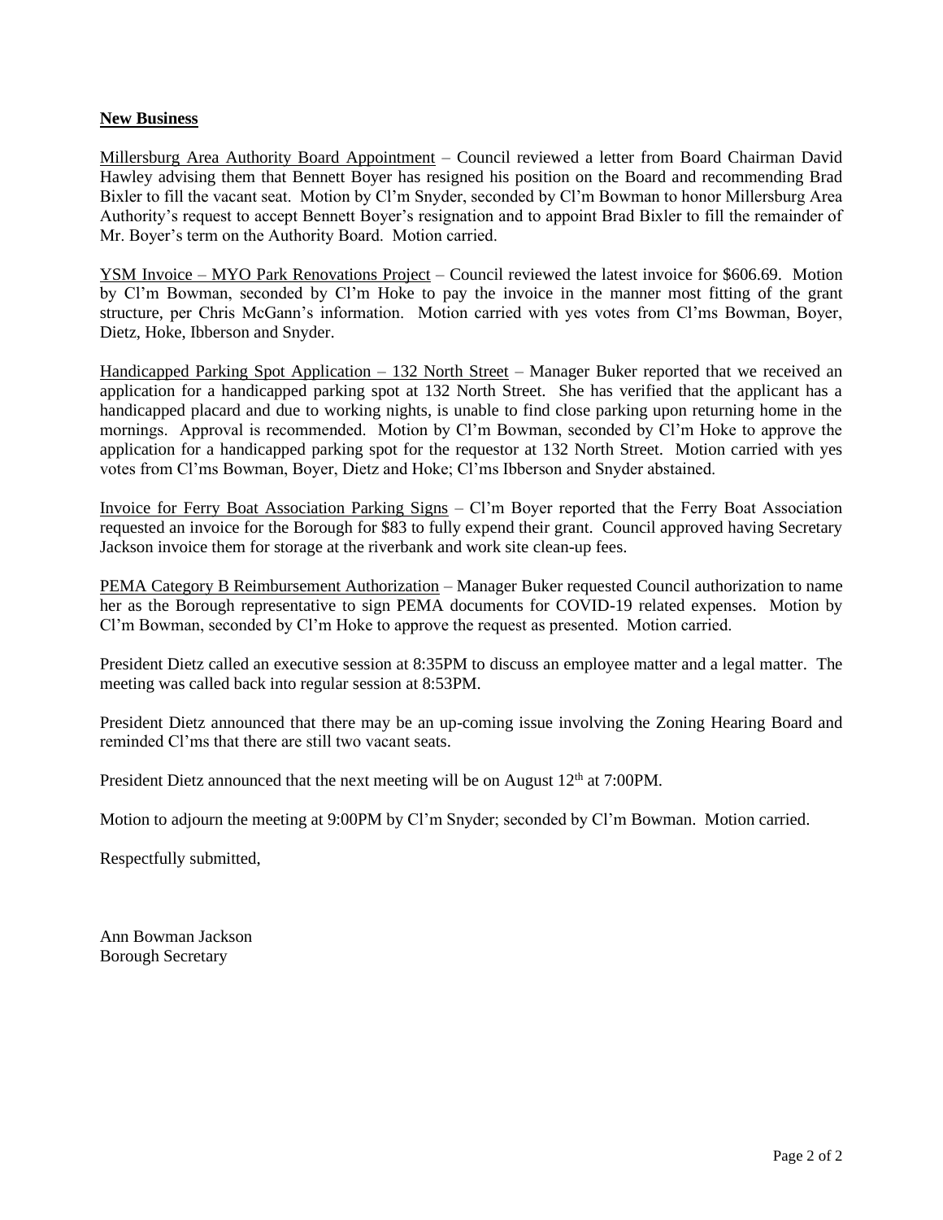**New Business**

Millersburg Area Authority Board Appointment – Council reviewed a letter from Board Chairman David Hawley advising them that Bennett Boyer has resigned his position on the Board and recommending Brad Bixler to fill the vacant seat. Motion by Cl'm Snyder, seconded by Cl'm Bowman to honor Millersburg Area Authority's request to accept Bennett Boyer's resignation and to appoint Brad Bixler to fill the remainder of Mr. Boyer's term on the Authority Board. Motion carried.

YSM Invoice – MYO Park Renovations Project – Council reviewed the latest invoice for $606.69. Motion by Cl'm Bowman, seconded by Cl'm Hoke to pay the invoice in the manner most fitting of the grant structure, per Chris McGann's information. Motion carried with yes votes from Cl'ms Bowman, Boyer, Dietz, Hoke, Ibberson and Snyder.

Handicapped Parking Spot Application – 132 North Street – Manager Buker reported that we received an application for a handicapped parking spot at 132 North Street. She has verified that the applicant has a handicapped placard and due to working nights, is unable to find close parking upon returning home in the mornings. Approval is recommended. Motion by Cl'm Bowman, seconded by Cl'm Hoke to approve the application for a handicapped parking spot for the requestor at 132 North Street. Motion carried with yes votes from Cl'ms Bowman, Boyer, Dietz and Hoke; Cl'ms Ibberson and Snyder abstained.

Invoice for Ferry Boat Association Parking Signs – Cl'm Boyer reported that the Ferry Boat Association requested an invoice for the Borough for $83 to fully expend their grant. Council approved having Secretary Jackson invoice them for storage at the riverbank and work site clean-up fees.

PEMA Category B Reimbursement Authorization – Manager Buker requested Council authorization to name her as the Borough representative to sign PEMA documents for COVID-19 related expenses. Motion by Cl'm Bowman, seconded by Cl'm Hoke to approve the request as presented. Motion carried.

President Dietz called an executive session at 8:35PM to discuss an employee matter and a legal matter. The meeting was called back into regular session at 8:53PM.

President Dietz announced that there may be an up-coming issue involving the Zoning Hearing Board and reminded Cl'ms that there are still two vacant seats.

President Dietz announced that the next meeting will be on August 12th at 7:00PM.

Motion to adjourn the meeting at 9:00PM by Cl'm Snyder; seconded by Cl'm Bowman. Motion carried.

Respectfully submitted,

Ann Bowman Jackson
Borough Secretary